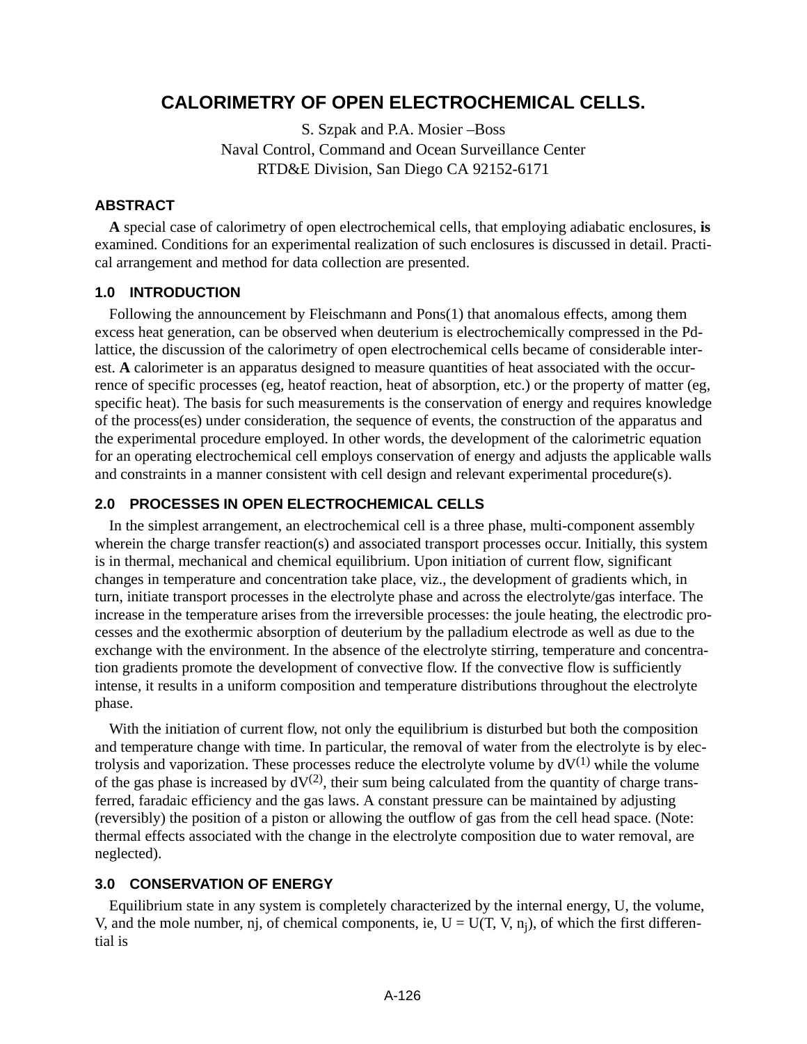# CALORIMETRY OF OPEN ELECTROCHEMICAL CELLS.

S. Szpak and P.A. Mosier –Boss
Naval Control, Command and Ocean Surveillance Center
RTD&E Division, San Diego CA 92152-6171

## ABSTRACT

**A** special case of calorimetry of open electrochemical cells, that employing adiabatic enclosures, **is** examined. Conditions for an experimental realization of such enclosures is discussed in detail. Practical arrangement and method for data collection are presented.

## 1.0 INTRODUCTION

Following the announcement by Fleischmann and Pons(1) that anomalous effects, among them excess heat generation, can be observed when deuterium is electrochemically compressed in the Pd-lattice, the discussion of the calorimetry of open electrochemical cells became of considerable interest. **A** calorimeter is an apparatus designed to measure quantities of heat associated with the occurrence of specific processes (eg, heatof reaction, heat of absorption, etc.) or the property of matter (eg, specific heat). The basis for such measurements is the conservation of energy and requires knowledge of the process(es) under consideration, the sequence of events, the construction of the apparatus and the experimental procedure employed. In other words, the development of the calorimetric equation for an operating electrochemical cell employs conservation of energy and adjusts the applicable walls and constraints in a manner consistent with cell design and relevant experimental procedure(s).

## 2.0 PROCESSES IN OPEN ELECTROCHEMICAL CELLS

In the simplest arrangement, an electrochemical cell is a three phase, multi-component assembly wherein the charge transfer reaction(s) and associated transport processes occur. Initially, this system is in thermal, mechanical and chemical equilibrium. Upon initiation of current flow, significant changes in temperature and concentration take place, viz., the development of gradients which, in turn, initiate transport processes in the electrolyte phase and across the electrolyte/gas interface. The increase in the temperature arises from the irreversible processes: the joule heating, the electrodic processes and the exothermic absorption of deuterium by the palladium electrode as well as due to the exchange with the environment. In the absence of the electrolyte stirring, temperature and concentration gradients promote the development of convective flow. If the convective flow is sufficiently intense, it results in a uniform composition and temperature distributions throughout the electrolyte phase.

With the initiation of current flow, not only the equilibrium is disturbed but both the composition and temperature change with time. In particular, the removal of water from the electrolyte is by electrolysis and vaporization. These processes reduce the electrolyte volume by $dV^{(1)}$ while the volume of the gas phase is increased by $dV^{(2)}$, their sum being calculated from the quantity of charge transferred, faradaic efficiency and the gas laws. A constant pressure can be maintained by adjusting (reversibly) the position of a piston or allowing the outflow of gas from the cell head space. (Note: thermal effects associated with the change in the electrolyte composition due to water removal, are neglected).

## 3.0 CONSERVATION OF ENERGY

Equilibrium state in any system is completely characterized by the internal energy, U, the volume, V, and the mole number, nj, of chemical components, ie, $U = U(T, V, n_j)$, of which the first differential is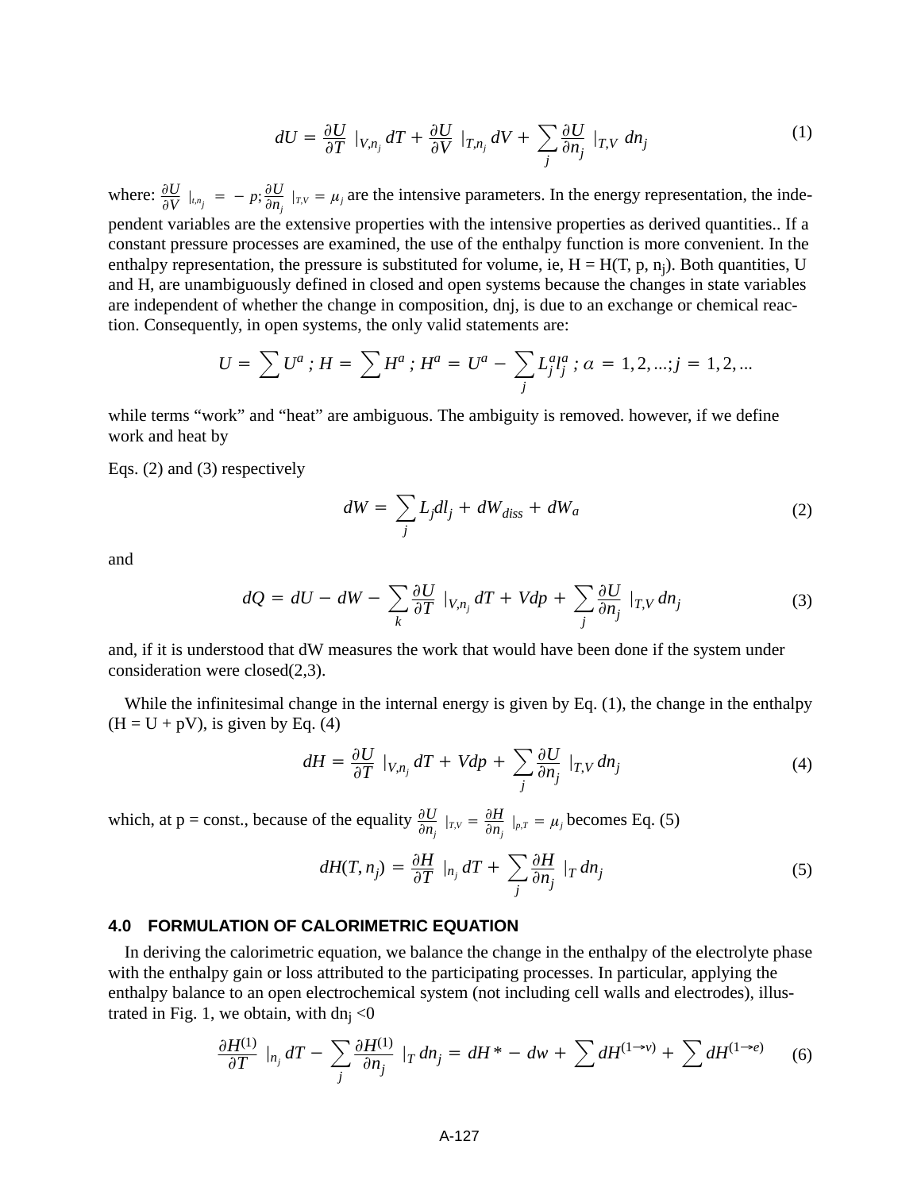$$dU = \frac{\partial U}{\partial T}\ |_{V,n_j}\, dT + \frac{\partial U}{\partial V}\ |_{T,n_j}\, dV + \sum_j \frac{\partial U}{\partial n_j}\ |_{T,V}\ dn_j \tag{1}$$

where: $\frac{\partial U}{\partial V}\ |_{t,n_j} = -p; \frac{\partial U}{\partial n_j}\ |_{T,V} = \mu_j$ are the intensive parameters. In the energy representation, the independent variables are the extensive properties with the intensive properties as derived quantities.. If a constant pressure processes are examined, the use of the enthalpy function is more convenient. In the enthalpy representation, the pressure is substituted for volume, ie, H = H(T, p, $n_j$). Both quantities, U and H, are unambiguously defined in closed and open systems because the changes in state variables are independent of whether the change in composition, dnj, is due to an exchange or chemical reaction. Consequently, in open systems, the only valid statements are:

$$U = \sum U^a\ ;\ H = \sum H^a\ ;\ H^a = U^a - \sum_j L_j^a l_j^a\ ;\ \alpha = 1, 2, ...; j = 1, 2, ...$$

while terms "work" and "heat" are ambiguous. The ambiguity is removed. however, if we define work and heat by

Eqs. (2) and (3) respectively

$$dW = \sum_j L_j dl_j + dW_{diss} + dW_a \tag{2}$$

and

$$dQ = dU - dW - \sum_k \frac{\partial U}{\partial T}\ |_{V,n_j}\, dT + Vdp + \sum_j \frac{\partial U}{\partial n_j}\ |_{T,V}\, dn_j \tag{3}$$

and, if it is understood that dW measures the work that would have been done if the system under consideration were closed(2,3).

While the infinitesimal change in the internal energy is given by Eq. (1), the change in the enthalpy (H = U + pV), is given by Eq. (4)

$$dH = \frac{\partial U}{\partial T}\ |_{V,n_j}\, dT + Vdp + \sum_j \frac{\partial U}{\partial n_j}\ |_{T,V}\, dn_j \tag{4}$$

which, at p = const., because of the equality $\frac{\partial U}{\partial n_j}\ |_{T,V} = \frac{\partial H}{\partial n_j}\ |_{p,T} = \mu_j$ becomes Eq. (5)

$$dH(T, n_j) = \frac{\partial H}{\partial T}\ |_{n_j}\, dT + \sum_j \frac{\partial H}{\partial n_j}\ |_T\, dn_j \tag{5}$$

## 4.0 FORMULATION OF CALORIMETRIC EQUATION

In deriving the calorimetric equation, we balance the change in the enthalpy of the electrolyte phase with the enthalpy gain or loss attributed to the participating processes. In particular, applying the enthalpy balance to an open electrochemical system (not including cell walls and electrodes), illustrated in Fig. 1, we obtain, with $dn_j < 0$

$$\frac{\partial H^{(1)}}{\partial T}\ |_{n_j}\, dT - \sum_j \frac{\partial H^{(1)}}{\partial n_j}\ |_T\, dn_j = dH^* - dw + \sum dH^{(1 \to v)} + \sum dH^{(1 \to e)} \tag{6}$$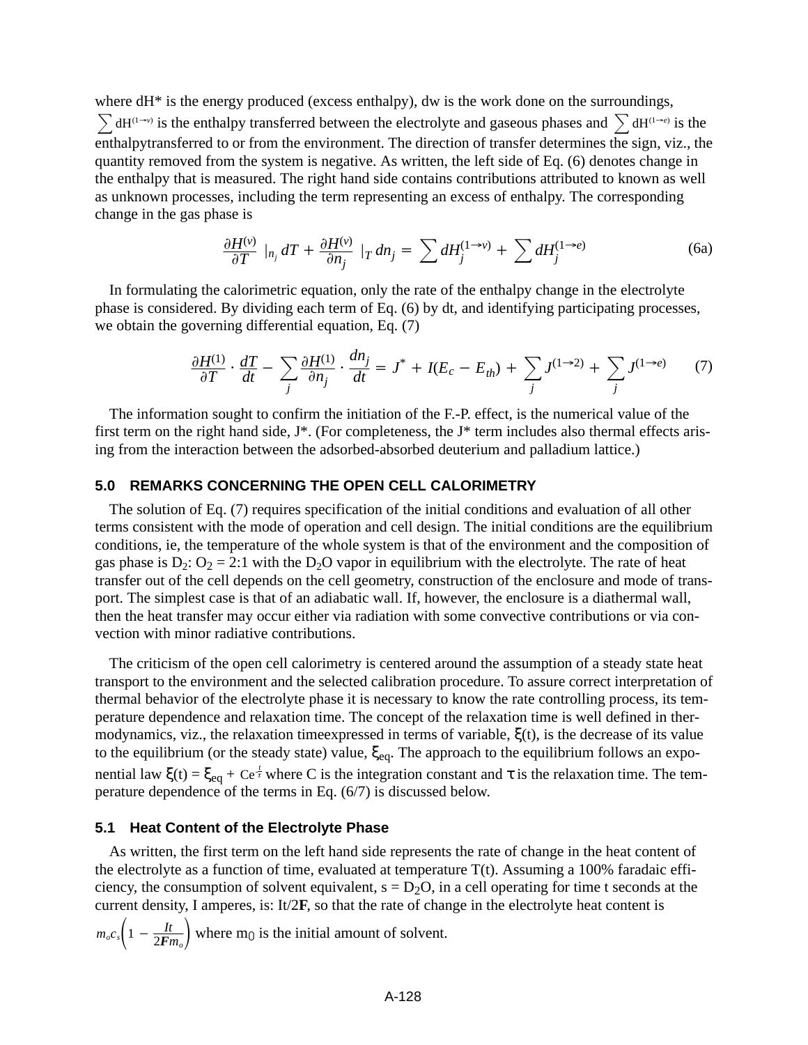where dH* is the energy produced (excess enthalpy), dw is the work done on the surroundings, $\sum \mathrm{dH}^{(1\to v)}$ is the enthalpy transferred between the electrolyte and gaseous phases and $\sum \mathrm{dH}^{(1\to e)}$ is the enthalpytransferred to or from the environment. The direction of transfer determines the sign, viz., the quantity removed from the system is negative. As written, the left side of Eq. (6) denotes change in the enthalpy that is measured. The right hand side contains contributions attributed to known as well as unknown processes, including the term representing an excess of enthalpy. The corresponding change in the gas phase is

$$\frac{\partial H^{(v)}}{\partial T}\ |_{n_j}\, dT + \frac{\partial H^{(v)}}{\partial n_j}\ |_T\, dn_j = \sum dH_j^{(1\to v)} + \sum dH_j^{(1\to e)} \tag{6a}$$

In formulating the calorimetric equation, only the rate of the enthalpy change in the electrolyte phase is considered. By dividing each term of Eq. (6) by dt, and identifying participating processes, we obtain the governing differential equation, Eq. (7)

$$\frac{\partial H^{(1)}}{\partial T} \cdot \frac{dT}{dt} - \sum_j \frac{\partial H^{(1)}}{\partial n_j} \cdot \frac{dn_j}{dt} = J^* + I(E_c - E_{th}) + \sum_j J^{(1\to 2)} + \sum_j J^{(1\to e)} \tag{7}$$

The information sought to confirm the initiation of the F.-P. effect, is the numerical value of the first term on the right hand side, J*. (For completeness, the J* term includes also thermal effects arising from the interaction between the adsorbed-absorbed deuterium and palladium lattice.)

### 5.0 REMARKS CONCERNING THE OPEN CELL CALORIMETRY

The solution of Eq. (7) requires specification of the initial conditions and evaluation of all other terms consistent with the mode of operation and cell design. The initial conditions are the equilibrium conditions, ie, the temperature of the whole system is that of the environment and the composition of gas phase is $D_2$: $O_2$ = 2:1 with the $D_2O$ vapor in equilibrium with the electrolyte. The rate of heat transfer out of the cell depends on the cell geometry, construction of the enclosure and mode of transport. The simplest case is that of an adiabatic wall. If, however, the enclosure is a diathermal wall, then the heat transfer may occur either via radiation with some convective contributions or via convection with minor radiative contributions.

The criticism of the open cell calorimetry is centered around the assumption of a steady state heat transport to the environment and the selected calibration procedure. To assure correct interpretation of thermal behavior of the electrolyte phase it is necessary to know the rate controlling process, its temperature dependence and relaxation time. The concept of the relaxation time is well defined in thermodynamics, viz., the relaxation timeexpressed in terms of variable, $\xi(t)$, is the decrease of its value to the equilibrium (or the steady state) value, $\xi_{eq}$. The approach to the equilibrium follows an exponential law $\xi(t) = \xi_{eq} + Ce^{\frac{t}{\tau}}$ where C is the integration constant and $\tau$ is the relaxation time. The temperature dependence of the terms in Eq. (6/7) is discussed below.

### 5.1 Heat Content of the Electrolyte Phase

As written, the first term on the left hand side represents the rate of change in the heat content of the electrolyte as a function of time, evaluated at temperature T(t). Assuming a 100% faradaic efficiency, the consumption of solvent equivalent, s = $D_2O$, in a cell operating for time t seconds at the current density, I amperes, is: It/2**F**, so that the rate of change in the electrolyte heat content is $m_o c_s\left(1 - \frac{It}{2\mathbf{F}m_o}\right)$ where $m_0$ is the initial amount of solvent.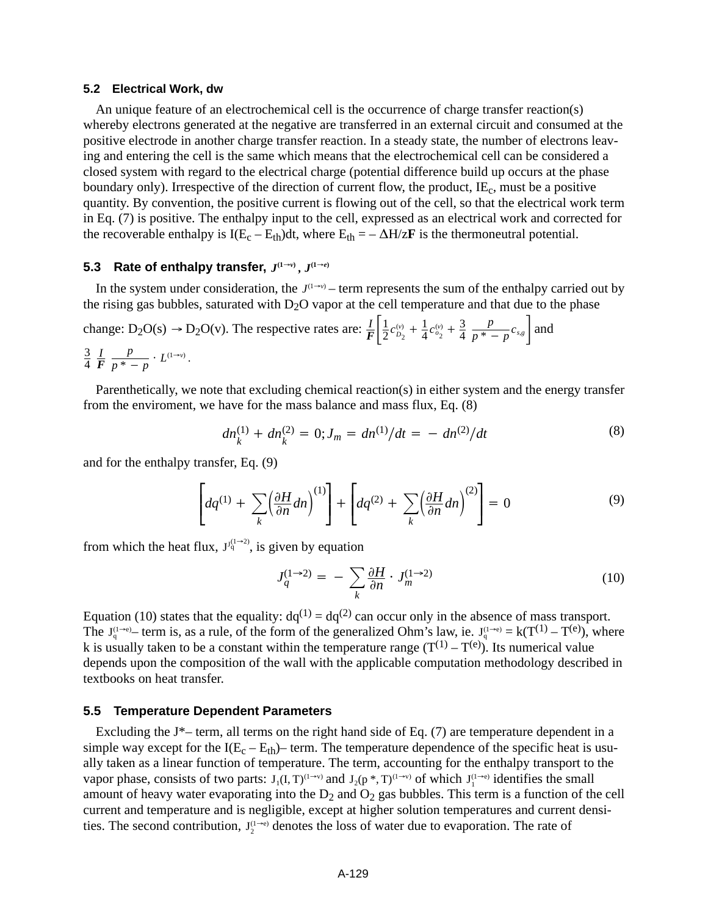### 5.2 Electrical Work, dw

An unique feature of an electrochemical cell is the occurrence of charge transfer reaction(s) whereby electrons generated at the negative are transferred in an external circuit and consumed at the positive electrode in another charge transfer reaction. In a steady state, the number of electrons leaving and entering the cell is the same which means that the electrochemical cell can be considered a closed system with regard to the electrical charge (potential difference build up occurs at the phase boundary only). Irrespective of the direction of current flow, the product, $IE_c$, must be a positive quantity. By convention, the positive current is flowing out of the cell, so that the electrical work term in Eq. (7) is positive. The enthalpy input to the cell, expressed as an electrical work and corrected for the recoverable enthalpy is $I(E_c - E_{th})dt$, where $E_{th} = -\Delta H/z\mathbf{F}$ is the thermoneutral potential.

### 5.3 Rate of enthalpy transfer, $J^{(1\to v)}$, $J^{(1\to e)}$

In the system under consideration, the $J^{(1\to v)}$ – term represents the sum of the enthalpy carried out by the rising gas bubbles, saturated with $D_2O$ vapor at the cell temperature and that due to the phase change: $D_2O(s) \to D_2O(v)$. The respective rates are: $\frac{I}{\mathbf{F}}\left[\frac{1}{2}c^{(v)}_{D_2} + \frac{1}{4}c^{(v)}_{O_2} + \frac{3}{4}\ \frac{p}{p* - p}c_{s,g}\right]$ and $\frac{3}{4}\ \frac{I}{\mathbf{F}}\ \frac{p}{p* - p} \cdot L^{(1\to v)}$.

Parenthetically, we note that excluding chemical reaction(s) in either system and the energy transfer from the enviroment, we have for the mass balance and mass flux, Eq. (8)

$$dn_k^{(1)} + dn_k^{(2)} = 0; J_m = dn^{(1)}/dt = -dn^{(2)}/dt \tag{8}$$

and for the enthalpy transfer, Eq. (9)

$$\left[dq^{(1)} + \sum_k \left(\frac{\partial H}{\partial n}dn\right)^{(1)}\right] + \left[dq^{(2)} + \sum_k \left(\frac{\partial H}{\partial n}dn\right)^{(2)}\right] = 0 \tag{9}$$

from which the heat flux, $J_q^{(1\to 2)}$, is given by equation

$$J_q^{(1\to 2)} = -\sum_k \frac{\partial H}{\partial n} \cdot J_m^{(1\to 2)} \tag{10}$$

Equation (10) states that the equality: $dq^{(1)} = dq^{(2)}$ can occur only in the absence of mass transport. The $J_q^{(1\to e)}$– term is, as a rule, of the form of the generalized Ohm's law, ie. $J_q^{(1\to e)} = k(T^{(1)} - T^{(e)})$, where k is usually taken to be a constant within the temperature range $(T^{(1)} - T^{(e)})$. Its numerical value depends upon the composition of the wall with the applicable computation methodology described in textbooks on heat transfer.

### 5.5 Temperature Dependent Parameters

Excluding the J*– term, all terms on the right hand side of Eq. (7) are temperature dependent in a simple way except for the $I(E_c - E_{th})$– term. The temperature dependence of the specific heat is usually taken as a linear function of temperature. The term, accounting for the enthalpy transport to the vapor phase, consists of two parts: $J_1(I, T)^{(1\to v)}$ and $J_2(p*, T)^{(1\to v)}$ of which $J_1^{(1\to e)}$ identifies the small amount of heavy water evaporating into the $D_2$ and $O_2$ gas bubbles. This term is a function of the cell current and temperature and is negligible, except at higher solution temperatures and current densities. The second contribution, $J_2^{(1\to e)}$ denotes the loss of water due to evaporation. The rate of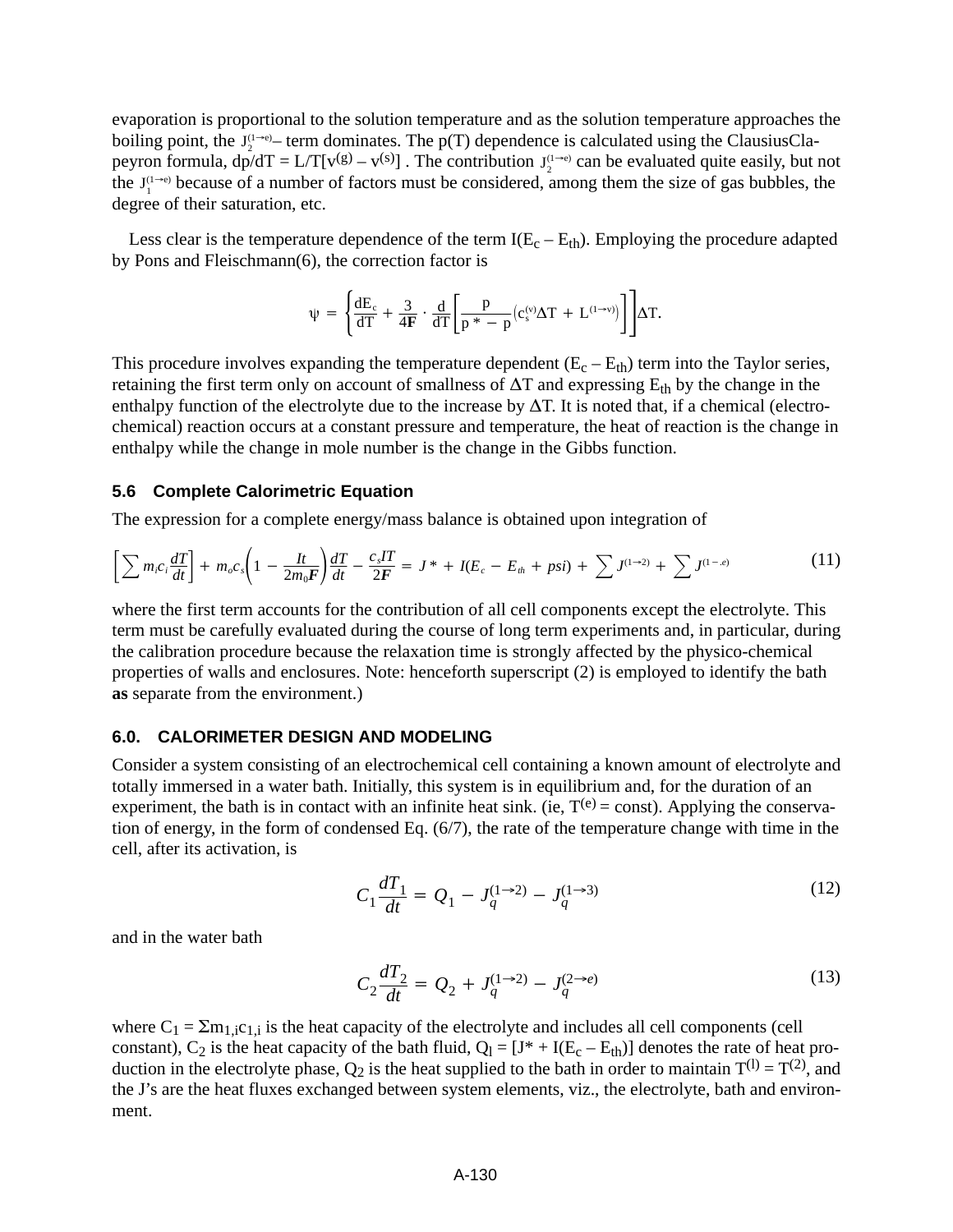evaporation is proportional to the solution temperature and as the solution temperature approaches the boiling point, the $J_2^{(1\to e)}$– term dominates. The p(T) dependence is calculated using the ClausiusClapeyron formula, $dp/dT = L/T[v^{(g)} - v^{(s)}]$ . The contribution $J_2^{(1\to e)}$ can be evaluated quite easily, but not the $J_1^{(1\to e)}$ because of a number of factors must be considered, among them the size of gas bubbles, the degree of their saturation, etc.

Less clear is the temperature dependence of the term $I(E_c - E_{th})$. Employing the procedure adapted by Pons and Fleischmann(6), the correction factor is

$$\psi = \left\{\frac{dE_c}{dT} + \frac{3}{4\mathbf{F}} \cdot \frac{d}{dT}\left[\frac{p}{p^* - p}\left(c_s^{(v)}\Delta T + L^{(1\to v)}\right)\right]\right\}\Delta T.$$

This procedure involves expanding the temperature dependent $(E_c - E_{th})$ term into the Taylor series, retaining the first term only on account of smallness of $\Delta T$ and expressing $E_{th}$ by the change in the enthalpy function of the electrolyte due to the increase by $\Delta T$. It is noted that, if a chemical (electrochemical) reaction occurs at a constant pressure and temperature, the heat of reaction is the change in enthalpy while the change in mole number is the change in the Gibbs function.

### 5.6 Complete Calorimetric Equation

The expression for a complete energy/mass balance is obtained upon integration of

$$\left[\sum m_i c_i \frac{dT}{dt}\right] + m_o c_s\left(1 - \frac{It}{2m_0\mathbf{F}}\right)\frac{dT}{dt} - \frac{c_s IT}{2\mathbf{F}} = J^* + I(E_c - E_{th} + psi) + \sum J^{(1\to 2)} + \sum J^{(1-.e)} \tag{11}$$

where the first term accounts for the contribution of all cell components except the electrolyte. This term must be carefully evaluated during the course of long term experiments and, in particular, during the calibration procedure because the relaxation time is strongly affected by the physico-chemical properties of walls and enclosures. Note: henceforth superscript (2) is employed to identify the bath **as** separate from the environment.)

## 6.0. CALORIMETER DESIGN AND MODELING

Consider a system consisting of an electrochemical cell containing a known amount of electrolyte and totally immersed in a water bath. Initially, this system is in equilibrium and, for the duration of an experiment, the bath is in contact with an infinite heat sink. (ie, $T^{(e)}$ = const). Applying the conservation of energy, in the form of condensed Eq. (6/7), the rate of the temperature change with time in the cell, after its activation, is

$$C_1\frac{dT_1}{dt} = Q_1 - J_q^{(1\to 2)} - J_q^{(1\to 3)} \tag{12}$$

and in the water bath

$$C_2\frac{dT_2}{dt} = Q_2 + J_q^{(1\to 2)} - J_q^{(2\to e)} \tag{13}$$

where $C_1 = \Sigma m_{1,i}c_{1,i}$ is the heat capacity of the electrolyte and includes all cell components (cell constant), $C_2$ is the heat capacity of the bath fluid, $Q_l = [J^* + I(E_c - E_{th})]$ denotes the rate of heat production in the electrolyte phase, $Q_2$ is the heat supplied to the bath in order to maintain $T^{(l)} = T^{(2)}$, and the J's are the heat fluxes exchanged between system elements, viz., the electrolyte, bath and environment.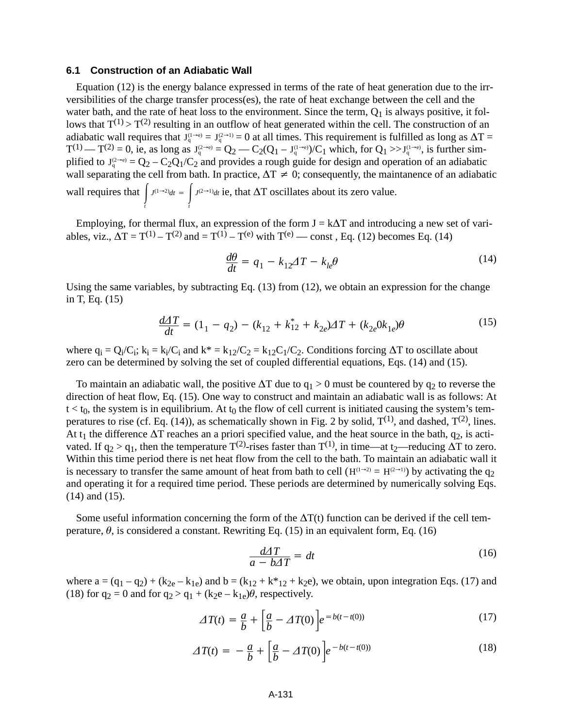### 6.1 Construction of an Adiabatic Wall

Equation (12) is the energy balance expressed in terms of the rate of heat generation due to the irreversibilities of the charge transfer process(es), the rate of heat exchange between the cell and the water bath, and the rate of heat loss to the environment. Since the term, $Q_1$ is always positive, it follows that $T^{(1)} > T^{(2)}$ resulting in an outflow of heat generated within the cell. The construction of an adiabatic wall requires that $J_q^{(1\to e)} = J_q^{(2\to 1)} = 0$ at all times. This requirement is fulfilled as long as $\Delta T = T^{(1)} — T^{(2)} = 0$, ie, as long as $J_q^{(2\to e)} = Q_2 — C_2(Q_1 - J_q^{(1\to e)})/C_1$ which, for $Q_1 >> J_q^{(1\to e)}$, is further simplified to $J_q^{(2\to e)} = Q_2 - C_2Q_1/C_2$ and provides a rough guide for design and operation of an adiabatic wall separating the cell from bath. In practice, $\Delta T \neq 0$; consequently, the maintanence of an adiabatic wall requires that $\int_t J^{(1\to 2)}dt = \int_t J^{(2\to 1)}dt$ ie, that $\Delta T$ oscillates about its zero value.

Employing, for thermal flux, an expression of the form $J = k\Delta T$ and introducing a new set of variables, viz., $\Delta T = T^{(1)} - T^{(2)}$ and $= T^{(1)} - T^{(e)}$ with $T^{(e)}$ — const , Eq. (12) becomes Eq. (14)

$$\frac{d\theta}{dt} = q_1 - k_{12}\Delta T - k_{le}\theta \tag{14}$$

Using the same variables, by subtracting Eq. (13) from (12), we obtain an expression for the change in T, Eq. (15)

$$\frac{d\Delta T}{dt} = (1_1 - q_2) - (k_{12} + k^*_{12} + k_{2e})\Delta T + (k_{2e}0k_{1e})\theta \tag{15}$$

where $q_i = Q_i/C_i$; $k_i = k_i/C_i$ and $k^* = k_{12}/C_2 = k_{12}C_1/C_2$. Conditions forcing $\Delta T$ to oscillate about zero can be determined by solving the set of coupled differential equations, Eqs. (14) and (15).

To maintain an adiabatic wall, the positive $\Delta T$ due to $q_1 > 0$ must be countered by $q_2$ to reverse the direction of heat flow, Eq. (15). One way to construct and maintain an adiabatic wall is as follows: At $t < t_0$, the system is in equilibrium. At $t_0$ the flow of cell current is initiated causing the system's temperatures to rise (cf. Eq. (14)), as schematically shown in Fig. 2 by solid, $T^{(1)}$, and dashed, $T^{(2)}$, lines. At $t_1$ the difference $\Delta T$ reaches an a priori specified value, and the heat source in the bath, $q_2$, is activated. If $q_2 > q_1$, then the temperature $T^{(2)}$-rises faster than $T^{(1)}$, in time—at $t_2$—reducing $\Delta T$ to zero. Within this time period there is net heat flow from the cell to the bath. To maintain an adiabatic wall it is necessary to transfer the same amount of heat from bath to cell ($H^{(1\to 2)} = H^{(2\to 1)}$) by activating the $q_2$ and operating it for a required time period. These periods are determined by numerically solving Eqs. (14) and (15).

Some useful information concerning the form of the $\Delta T(t)$ function can be derived if the cell temperature, $\theta$, is considered a constant. Rewriting Eq. (15) in an equivalent form, Eq. (16)

$$\frac{d\Delta T}{a - b\Delta T} = dt \tag{16}$$

where $a = (q_1 - q_2) + (k_{2e} - k_{1e})$ and $b = (k_{12} + k^*_{12} + k_2e)$, we obtain, upon integration Eqs. (17) and (18) for $q_2 = 0$ and for $q_2 > q_1 + (k_2e - k_{1e})\theta$, respectively.

$$\Delta T(t) = \frac{a}{b} + \left[\frac{a}{b} - \Delta T(0)\right]e^{= b(t - t(0))} \tag{17}$$

$$\Delta T(t) = -\frac{a}{b} + \left[\frac{a}{b} - \Delta T(0)\right]e^{-b(t - t(0))} \tag{18}$$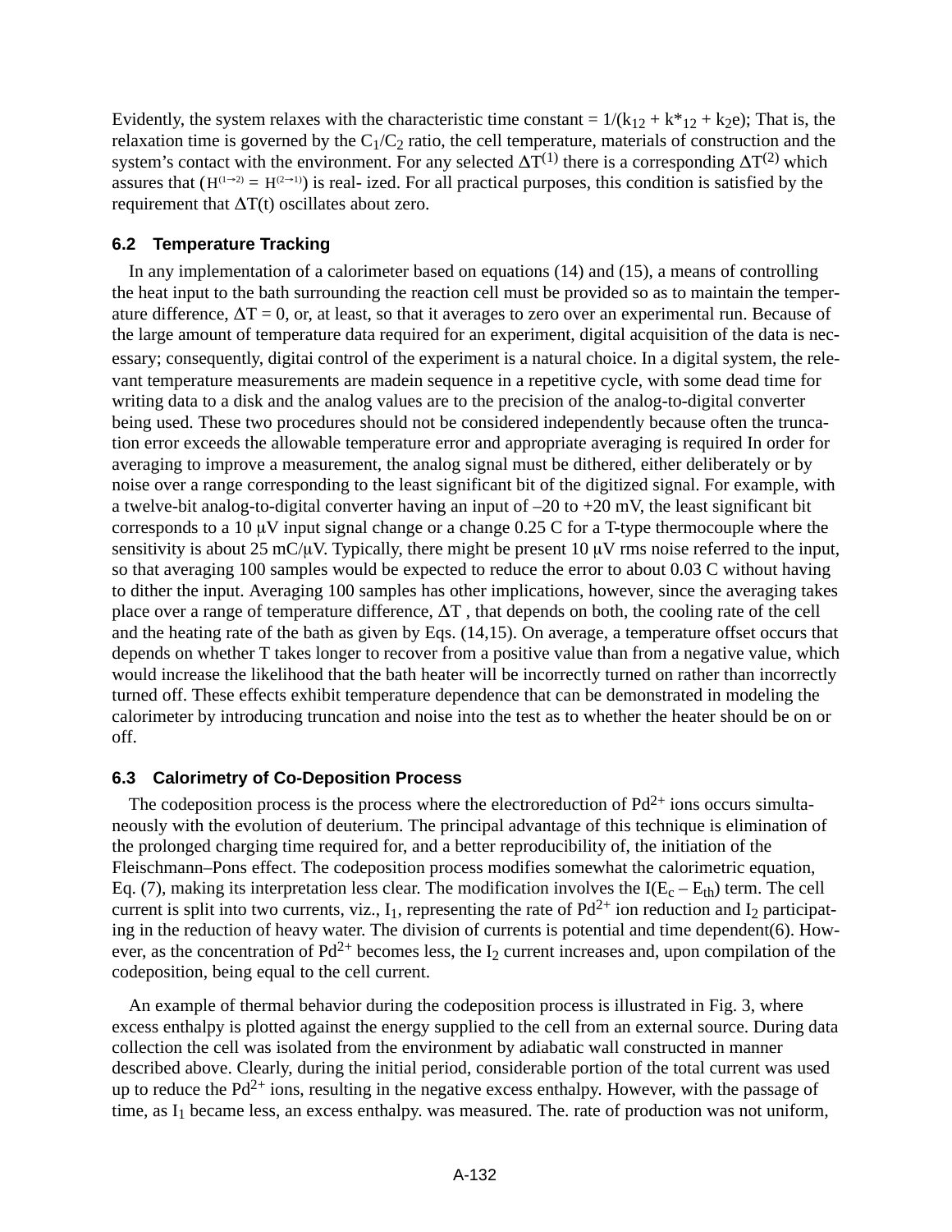Evidently, the system relaxes with the characteristic time constant = $1/(k_{12} + k^*_{12} + k_2e)$; That is, the relaxation time is governed by the $C_1/C_2$ ratio, the cell temperature, materials of construction and the system's contact with the environment. For any selected $\Delta T^{(1)}$ there is a corresponding $\Delta T^{(2)}$ which assures that ($H^{(1\rightarrow 2)} = H^{(2\rightarrow 1)}$) is real- ized. For all practical purposes, this condition is satisfied by the requirement that $\Delta T(t)$ oscillates about zero.

### 6.2 Temperature Tracking

In any implementation of a calorimeter based on equations (14) and (15), a means of controlling the heat input to the bath surrounding the reaction cell must be provided so as to maintain the temperature difference, $\Delta T = 0$, or, at least, so that it averages to zero over an experimental run. Because of the large amount of temperature data required for an experiment, digital acquisition of the data is necessary; consequently, digitai control of the experiment is a natural choice. In a digital system, the relevant temperature measurements are madein sequence in a repetitive cycle, with some dead time for writing data to a disk and the analog values are to the precision of the analog-to-digital converter being used. These two procedures should not be considered independently because often the truncation error exceeds the allowable temperature error and appropriate averaging is required In order for averaging to improve a measurement, the analog signal must be dithered, either deliberately or by noise over a range corresponding to the least significant bit of the digitized signal. For example, with a twelve-bit analog-to-digital converter having an input of –20 to +20 mV, the least significant bit corresponds to a 10 μV input signal change or a change 0.25 C for a T-type thermocouple where the sensitivity is about 25 mC/μV. Typically, there might be present 10 μV rms noise referred to the input, so that averaging 100 samples would be expected to reduce the error to about 0.03 C without having to dither the input. Averaging 100 samples has other implications, however, since the averaging takes place over a range of temperature difference, $\Delta T$ , that depends on both, the cooling rate of the cell and the heating rate of the bath as given by Eqs. (14,15). On average, a temperature offset occurs that depends on whether T takes longer to recover from a positive value than from a negative value, which would increase the likelihood that the bath heater will be incorrectly turned on rather than incorrectly turned off. These effects exhibit temperature dependence that can be demonstrated in modeling the calorimeter by introducing truncation and noise into the test as to whether the heater should be on or off.

### 6.3 Calorimetry of Co-Deposition Process

The codeposition process is the process where the electroreduction of $Pd^{2+}$ ions occurs simultaneously with the evolution of deuterium. The principal advantage of this technique is elimination of the prolonged charging time required for, and a better reproducibility of, the initiation of the Fleischmann–Pons effect. The codeposition process modifies somewhat the calorimetric equation, Eq. (7), making its interpretation less clear. The modification involves the $I(E_c – E_{th})$ term. The cell current is split into two currents, viz., $I_1$, representing the rate of $Pd^{2+}$ ion reduction and $I_2$ participating in the reduction of heavy water. The division of currents is potential and time dependent(6). However, as the concentration of $Pd^{2+}$ becomes less, the $I_2$ current increases and, upon compilation of the codeposition, being equal to the cell current.

An example of thermal behavior during the codeposition process is illustrated in Fig. 3, where excess enthalpy is plotted against the energy supplied to the cell from an external source. During data collection the cell was isolated from the environment by adiabatic wall constructed in manner described above. Clearly, during the initial period, considerable portion of the total current was used up to reduce the $Pd^{2+}$ ions, resulting in the negative excess enthalpy. However, with the passage of time, as $I_1$ became less, an excess enthalpy. was measured. The. rate of production was not uniform,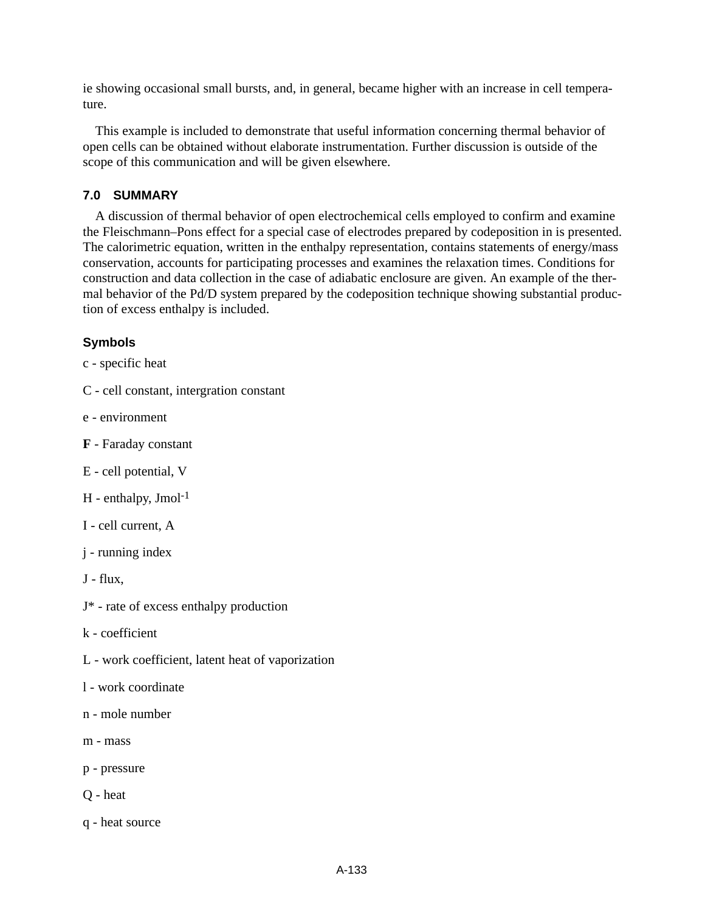ie showing occasional small bursts, and, in general, became higher with an increase in cell temperature.

This example is included to demonstrate that useful information concerning thermal behavior of open cells can be obtained without elaborate instrumentation. Further discussion is outside of the scope of this communication and will be given elsewhere.

### 7.0 SUMMARY

A discussion of thermal behavior of open electrochemical cells employed to confirm and examine the Fleischmann–Pons effect for a special case of electrodes prepared by codeposition in is presented. The calorimetric equation, written in the enthalpy representation, contains statements of energy/mass conservation, accounts for participating processes and examines the relaxation times. Conditions for construction and data collection in the case of adiabatic enclosure are given. An example of the thermal behavior of the Pd/D system prepared by the codeposition technique showing substantial production of excess enthalpy is included.

#### Symbols

c - specific heat

C - cell constant, intergration constant

e - environment

**F** - Faraday constant

E - cell potential, V

H - enthalpy, $Jmol^{-1}$

I - cell current, A

j - running index

J - flux,

J* - rate of excess enthalpy production

k - coefficient

L - work coefficient, latent heat of vaporization

l - work coordinate

n - mole number

m - mass

p - pressure

Q - heat

q - heat source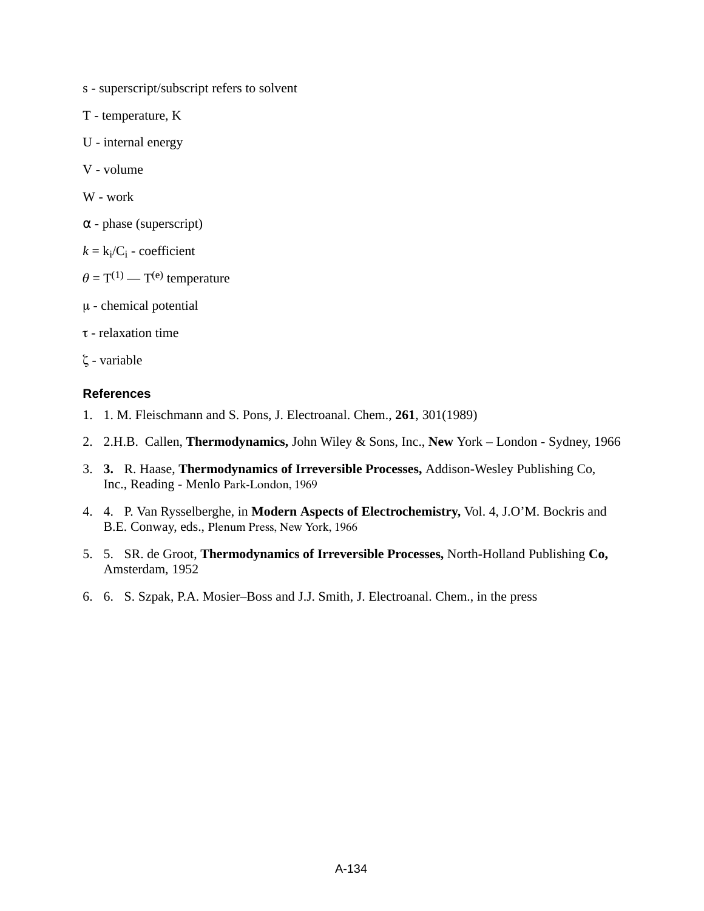s - superscript/subscript refers to solvent

T - temperature, K

U - internal energy

V - volume

W - work

α - phase (superscript)

*k* = $k_i/C_i$ - coefficient

$\theta = T^{(1)} - T^{(e)}$ temperature

μ - chemical potential

τ - relaxation time

ζ - variable

### References

1. 1. M. Fleischmann and S. Pons, J. Electroanal. Chem., **261**, 301(1989)
2. 2.H.B. Callen, **Thermodynamics,** John Wiley & Sons, Inc., **New** York – London - Sydney, 1966
3. **3.** R. Haase, **Thermodynamics of Irreversible Processes,** Addison-Wesley Publishing Co, Inc., Reading - Menlo Park-London, 1969
4. 4. P. Van Rysselberghe, in **Modern Aspects of Electrochemistry,** Vol. 4, J.O'M. Bockris and B.E. Conway, eds., Plenum Press, New York, 1966
5. 5. SR. de Groot, **Thermodynamics of Irreversible Processes,** North-Holland Publishing **Co,** Amsterdam, 1952
6. 6. S. Szpak, P.A. Mosier–Boss and J.J. Smith, J. Electroanal. Chem., in the press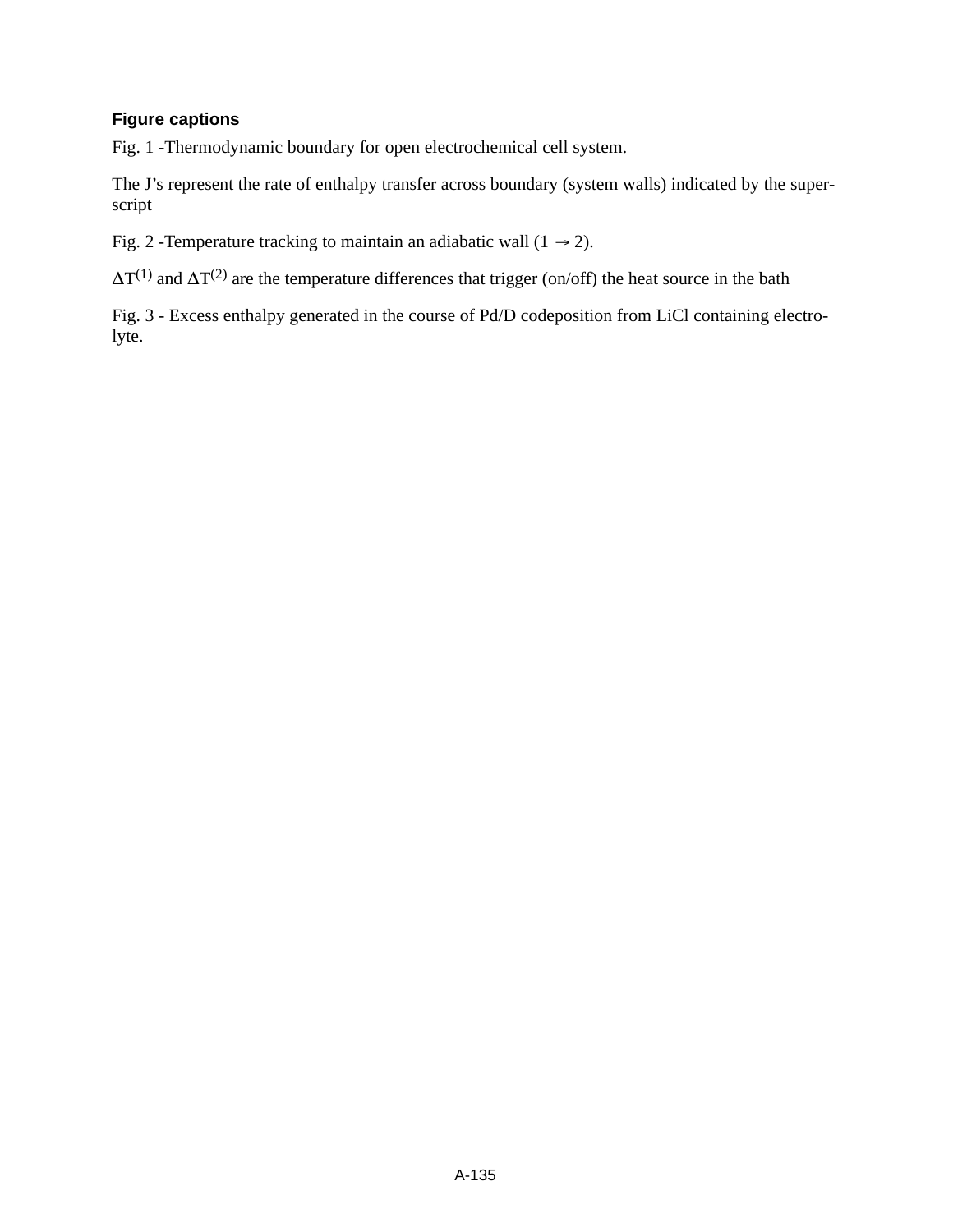**Figure captions**

Fig. 1 -Thermodynamic boundary for open electrochemical cell system.

The J's represent the rate of enthalpy transfer across boundary (system walls) indicated by the superscript

Fig. 2 -Temperature tracking to maintain an adiabatic wall ($1 \rightarrow 2$).

$\Delta T^{(1)}$ and $\Delta T^{(2)}$ are the temperature differences that trigger (on/off) the heat source in the bath

Fig. 3 - Excess enthalpy generated in the course of Pd/D codeposition from LiCl containing electrolyte.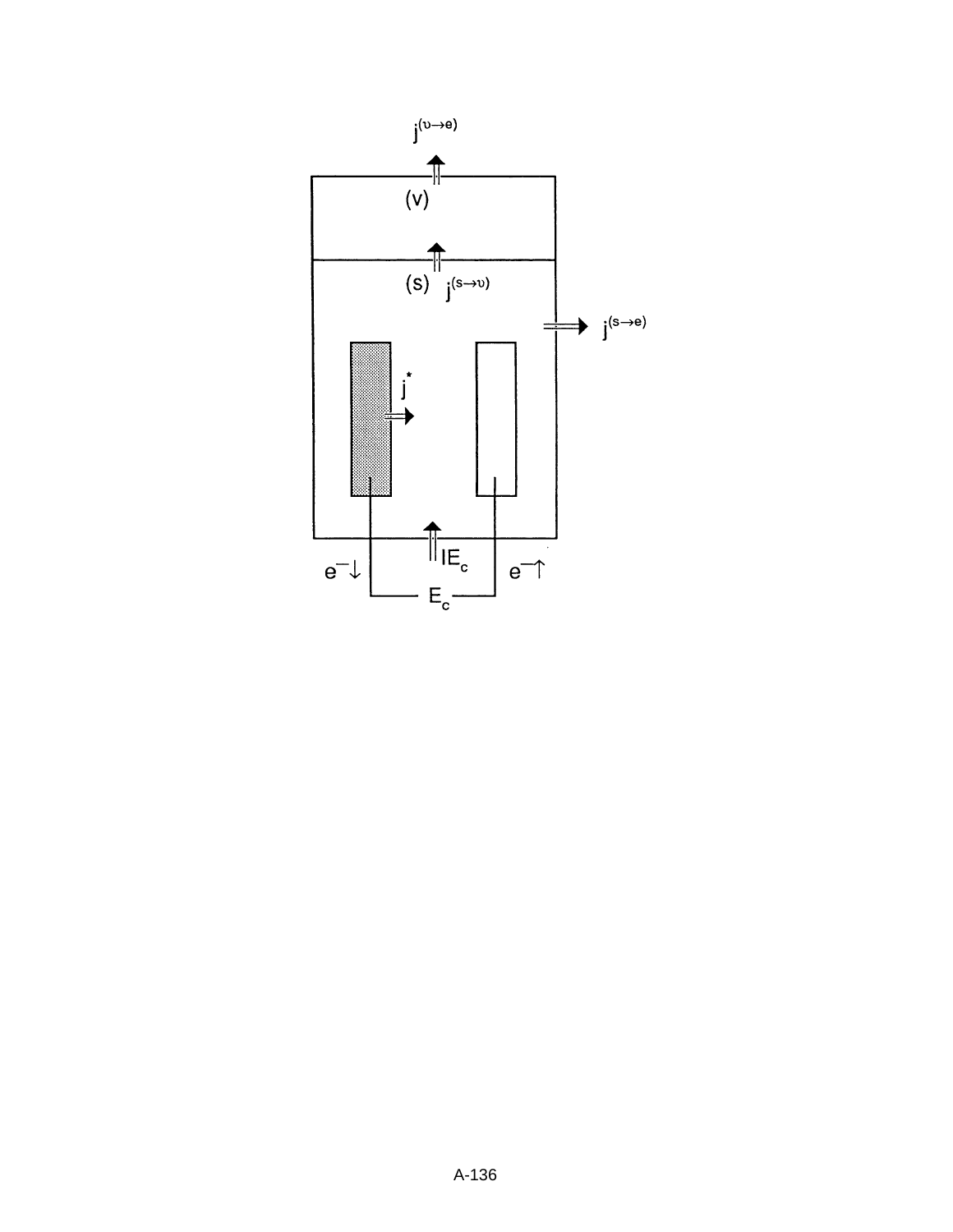$j^{(v \rightarrow e)}$

(v)

(s) $j^{(s \rightarrow v)}$

$j^{(s \rightarrow e)}$

$j^{*}$

$IE_c$

$e^{-}\downarrow$ $e^{-}\uparrow$

$E_c$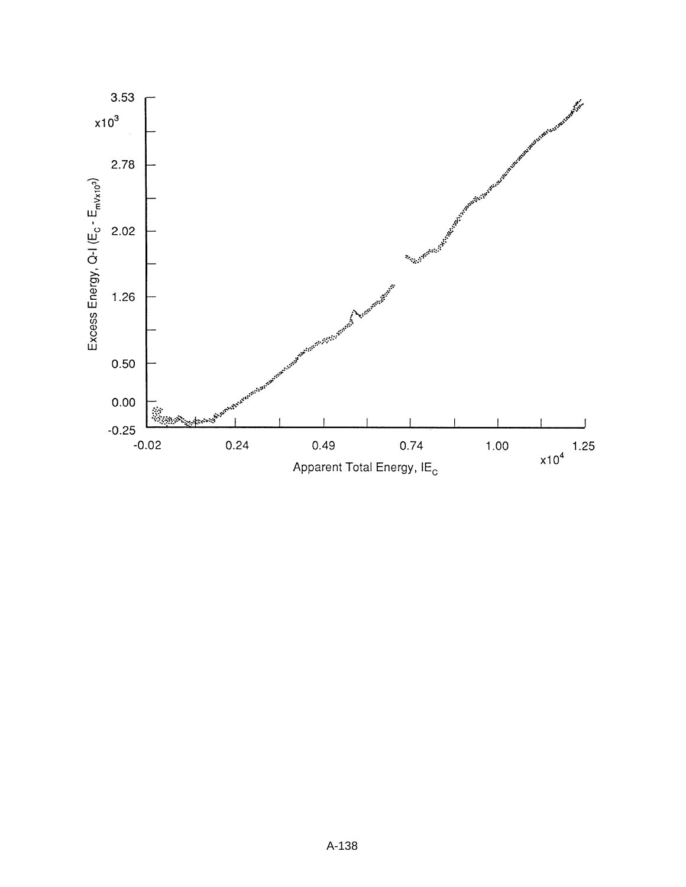3.53

x10$^3$

2.78

2.02

1.26

0.50

0.00

-0.25

Excess Energy, Q-I ($E_C$ - $E_{mVx10^3}$)

-0.02

0.24

0.49

0.74

1.00

1.25

x10$^4$

Apparent Total Energy, $IE_C$